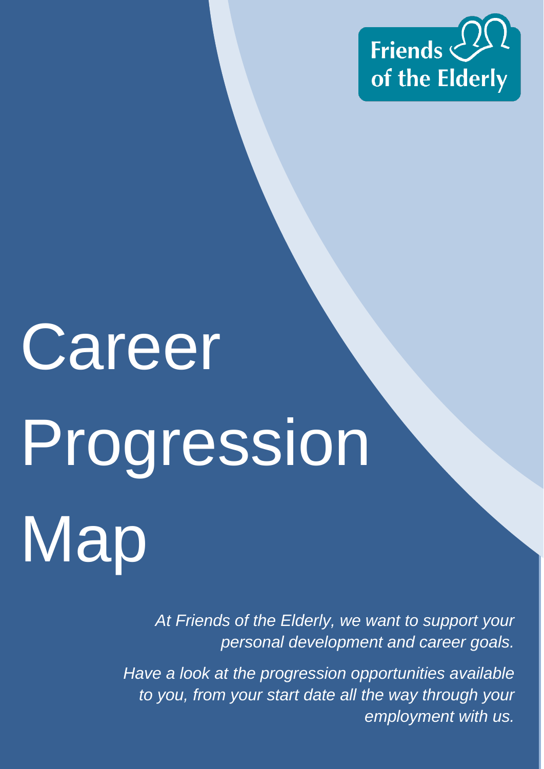Friends of the Elderly

# Career Progression Map

*At Friends of the Elderly, we want to support your personal development and career goals.*

*Have a look at the progression opportunities available to you, from your start date all the way through your employment with us.*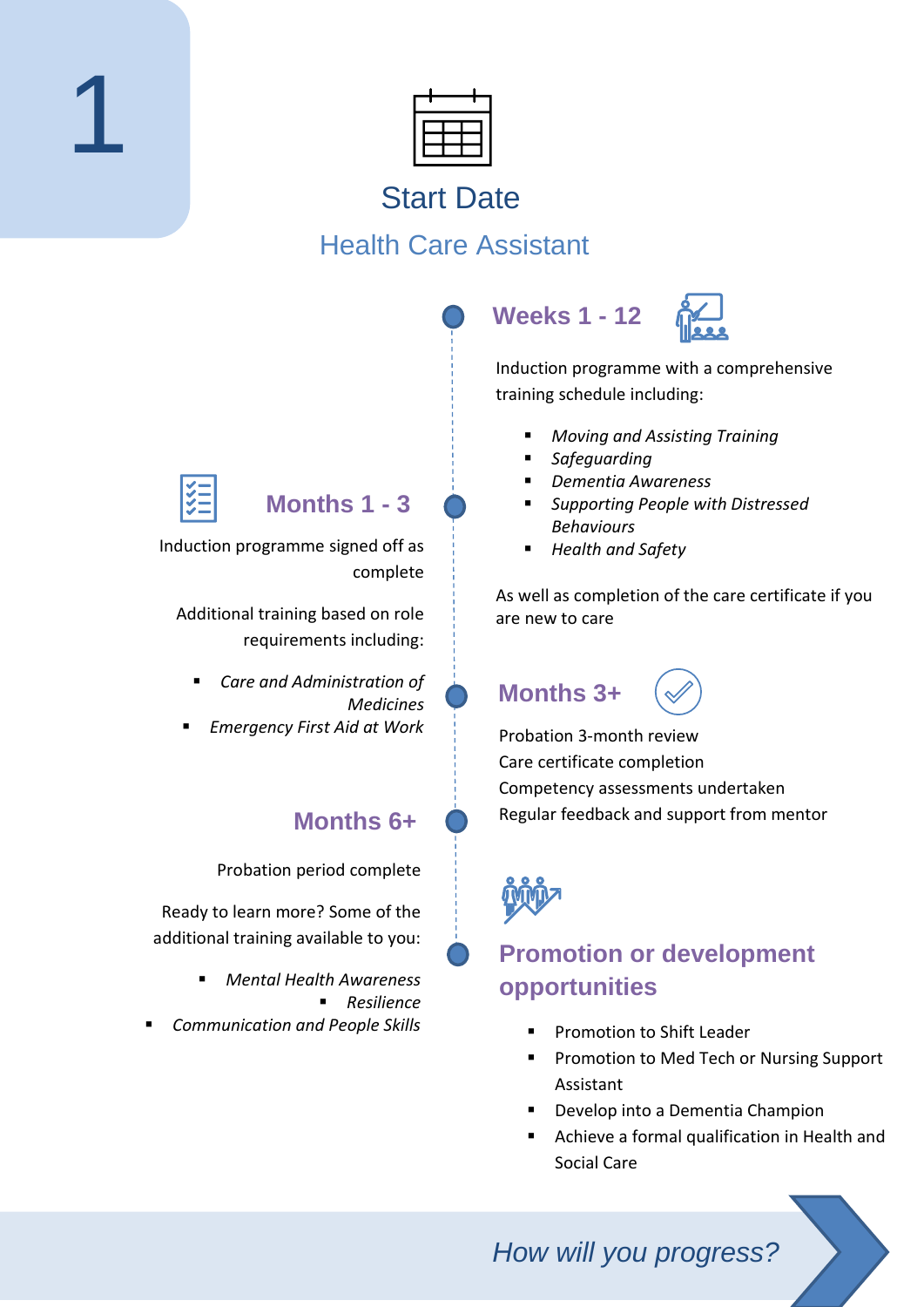# 1

## Start Date

### Health Care Assistant

### Weeks 1 - 12

Induction programme with a comprehensive training schedule including:

- *Moving and Assisting Training*
- *Safeguarding*
- *Dementia Awareness*
- *Supporting People with Distressed Behaviours*
- *Health and Safety*

As well as completion of the care certificate if you are new to care

### Months 1 - 3

Induction programme signed off as complete

Additional training based on role requirements including:

- *Care and Administration of Medicines*
- *Emergency First Aid at Work*

### Months 3+

Probation 3-month review
Care certificate completion
Competency assessments undertaken
Regular feedback and support from mentor

### Months 6+

Probation period complete

Ready to learn more? Some of the additional training available to you:

- *Mental Health Awareness*
- *Resilience*
- *Communication and People Skills*

### Promotion or development opportunities

- Promotion to Shift Leader
- Promotion to Med Tech or Nursing Support Assistant
- Develop into a Dementia Champion
- Achieve a formal qualification in Health and Social Care

*How will you progress?*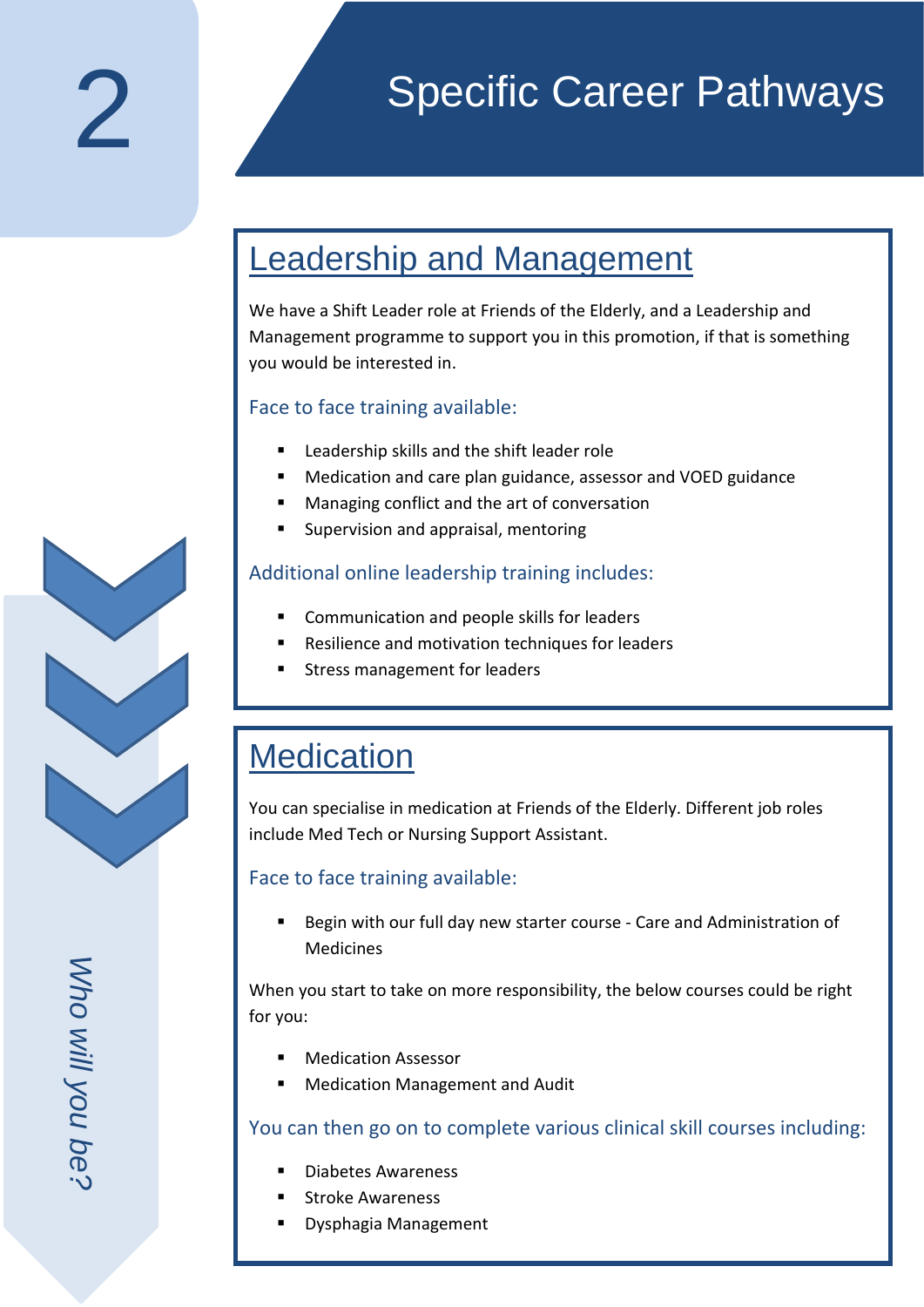# 2 Specific Career Pathways

## Leadership and Management

We have a Shift Leader role at Friends of the Elderly, and a Leadership and Management programme to support you in this promotion, if that is something you would be interested in.

### Face to face training available:

- Leadership skills and the shift leader role
- Medication and care plan guidance, assessor and VOED guidance
- Managing conflict and the art of conversation
- Supervision and appraisal, mentoring

### Additional online leadership training includes:

- Communication and people skills for leaders
- Resilience and motivation techniques for leaders
- Stress management for leaders

## Medication

You can specialise in medication at Friends of the Elderly. Different job roles include Med Tech or Nursing Support Assistant.

### Face to face training available:

- Begin with our full day new starter course - Care and Administration of Medicines

When you start to take on more responsibility, the below courses could be right for you:

- Medication Assessor
- Medication Management and Audit

### You can then go on to complete various clinical skill courses including:

- Diabetes Awareness
- Stroke Awareness
- Dysphagia Management

*Who will you be?*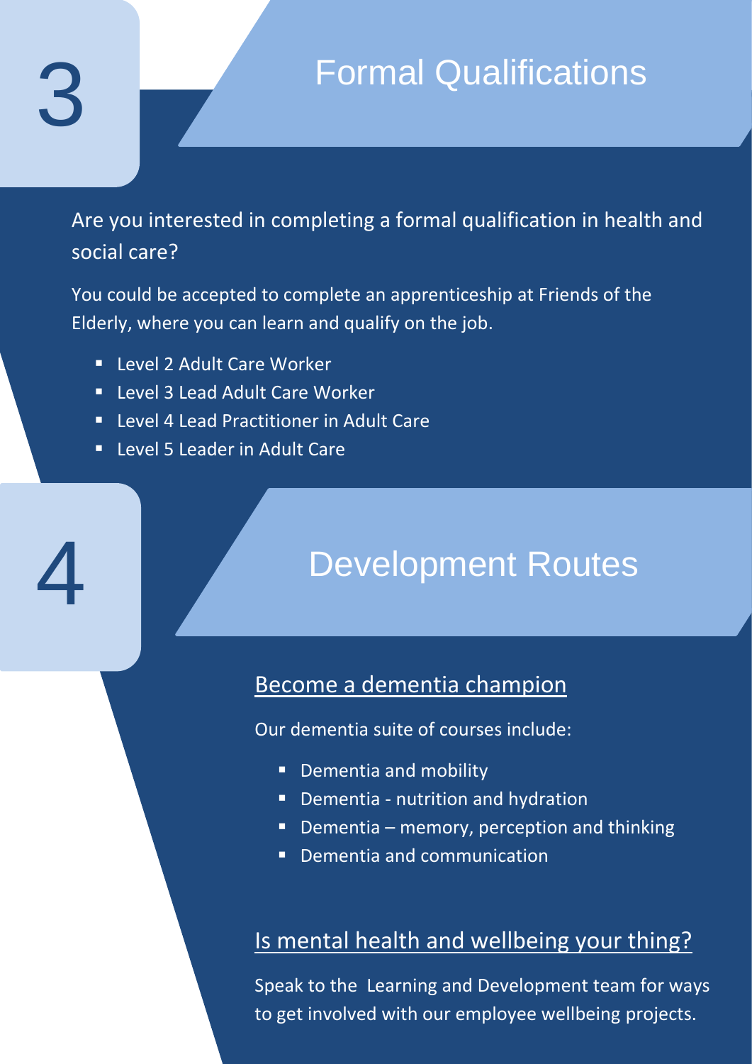# 3 Formal Qualifications

Are you interested in completing a formal qualification in health and social care?

You could be accepted to complete an apprenticeship at Friends of the Elderly, where you can learn and qualify on the job.

- Level 2 Adult Care Worker
- Level 3 Lead Adult Care Worker
- Level 4 Lead Practitioner in Adult Care
- Level 5 Leader in Adult Care

# 4 Development Routes

## Become a dementia champion

Our dementia suite of courses include:

- Dementia and mobility
- Dementia - nutrition and hydration
- Dementia – memory, perception and thinking
- Dementia and communication

## Is mental health and wellbeing your thing?

Speak to the Learning and Development team for ways to get involved with our employee wellbeing projects.